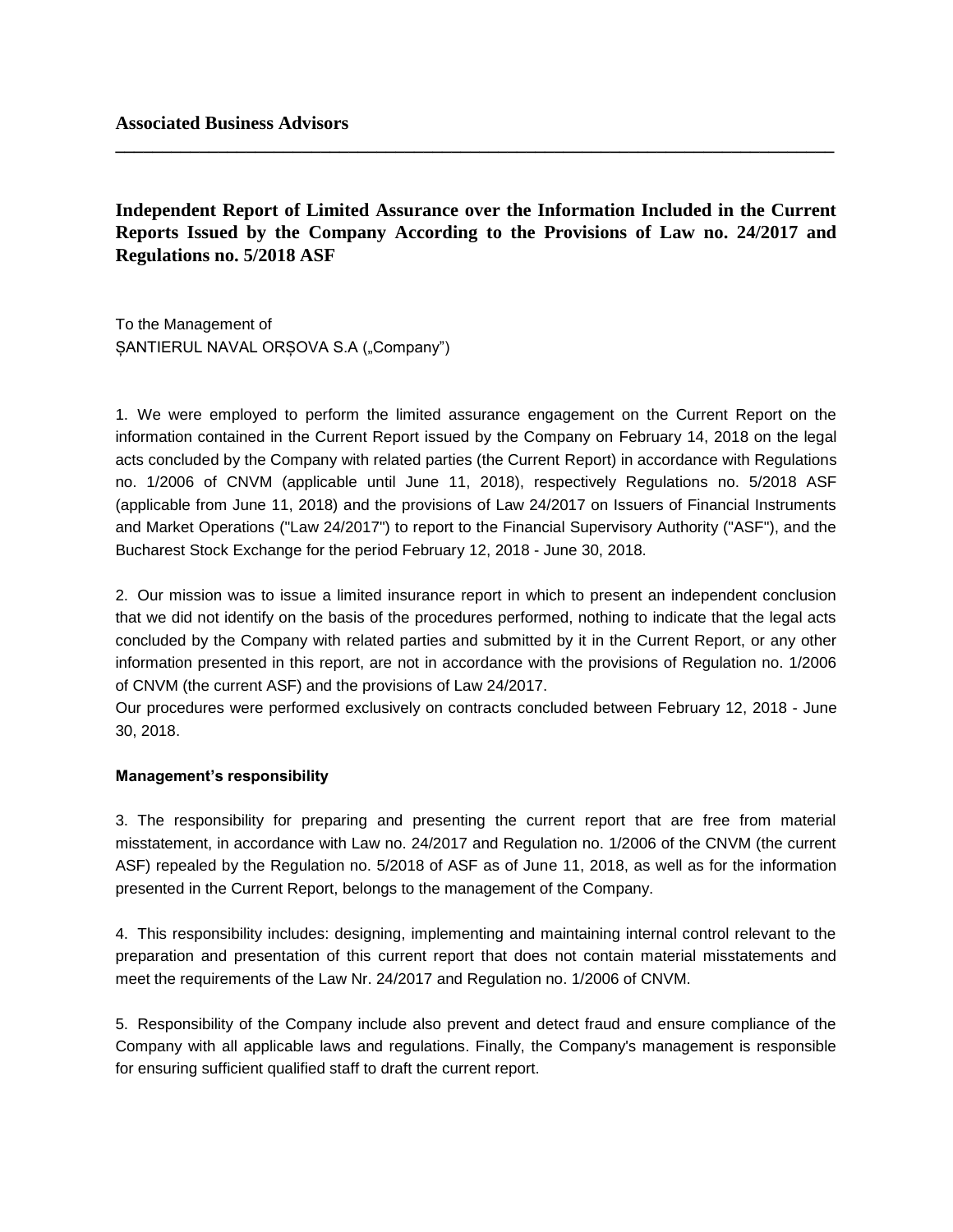**Associated Business Advisors**

---

# Independent Report of Limited Assurance over the Information Included in the Current Reports Issued by the Company According to the Provisions of Law no. 24/2017 and Regulations no. 5/2018 ASF

To the Management of
ȘANTIERUL NAVAL ORȘOVA S.A („Company")

1. We were employed to perform the limited assurance engagement on the Current Report on the information contained in the Current Report issued by the Company on February 14, 2018 on the legal acts concluded by the Company with related parties (the Current Report) in accordance with Regulations no. 1/2006 of CNVM (applicable until June 11, 2018), respectively Regulations no. 5/2018 ASF (applicable from June 11, 2018) and the provisions of Law 24/2017 on Issuers of Financial Instruments and Market Operations ("Law 24/2017") to report to the Financial Supervisory Authority ("ASF"), and the Bucharest Stock Exchange for the period February 12, 2018 - June 30, 2018.

2. Our mission was to issue a limited insurance report in which to present an independent conclusion that we did not identify on the basis of the procedures performed, nothing to indicate that the legal acts concluded by the Company with related parties and submitted by it in the Current Report, or any other information presented in this report, are not in accordance with the provisions of Regulation no. 1/2006 of CNVM (the current ASF) and the provisions of Law 24/2017.
Our procedures were performed exclusively on contracts concluded between February 12, 2018 - June 30, 2018.

**Management's responsibility**

3. The responsibility for preparing and presenting the current report that are free from material misstatement, in accordance with Law no. 24/2017 and Regulation no. 1/2006 of the CNVM (the current ASF) repealed by the Regulation no. 5/2018 of ASF as of June 11, 2018, as well as for the information presented in the Current Report, belongs to the management of the Company.

4. This responsibility includes: designing, implementing and maintaining internal control relevant to the preparation and presentation of this current report that does not contain material misstatements and meet the requirements of the Law Nr. 24/2017 and Regulation no. 1/2006 of CNVM.

5. Responsibility of the Company include also prevent and detect fraud and ensure compliance of the Company with all applicable laws and regulations. Finally, the Company's management is responsible for ensuring sufficient qualified staff to draft the current report.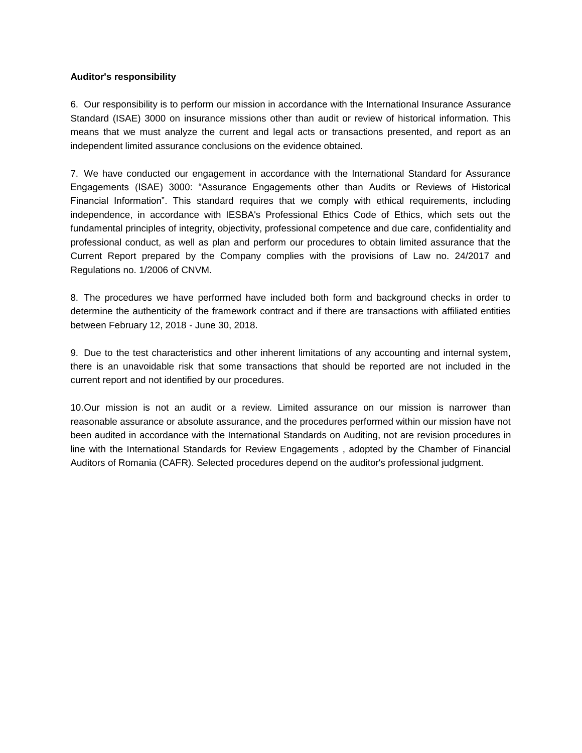**Auditor's responsibility**

6. Our responsibility is to perform our mission in accordance with the International Insurance Assurance Standard (ISAE) 3000 on insurance missions other than audit or review of historical information. This means that we must analyze the current and legal acts or transactions presented, and report as an independent limited assurance conclusions on the evidence obtained.

7. We have conducted our engagement in accordance with the International Standard for Assurance Engagements (ISAE) 3000: "Assurance Engagements other than Audits or Reviews of Historical Financial Information". This standard requires that we comply with ethical requirements, including independence, in accordance with IESBA's Professional Ethics Code of Ethics, which sets out the fundamental principles of integrity, objectivity, professional competence and due care, confidentiality and professional conduct, as well as plan and perform our procedures to obtain limited assurance that the Current Report prepared by the Company complies with the provisions of Law no. 24/2017 and Regulations no. 1/2006 of CNVM.

8. The procedures we have performed have included both form and background checks in order to determine the authenticity of the framework contract and if there are transactions with affiliated entities between February 12, 2018 - June 30, 2018.

9. Due to the test characteristics and other inherent limitations of any accounting and internal system, there is an unavoidable risk that some transactions that should be reported are not included in the current report and not identified by our procedures.

10.Our mission is not an audit or a review. Limited assurance on our mission is narrower than reasonable assurance or absolute assurance, and the procedures performed within our mission have not been audited in accordance with the International Standards on Auditing, not are revision procedures in line with the International Standards for Review Engagements , adopted by the Chamber of Financial Auditors of Romania (CAFR). Selected procedures depend on the auditor's professional judgment.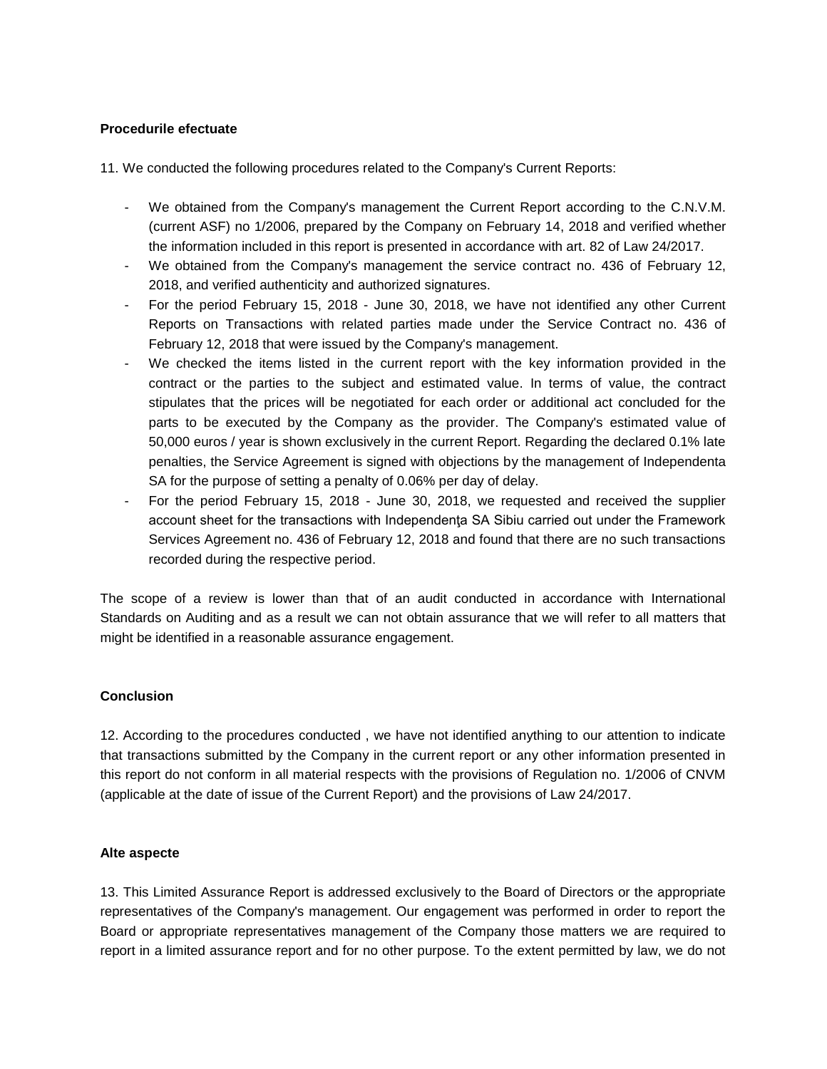**Procedurile efectuate**

11. We conducted the following procedures related to the Company's Current Reports:

- We obtained from the Company's management the Current Report according to the C.N.V.M. (current ASF) no 1/2006, prepared by the Company on February 14, 2018 and verified whether the information included in this report is presented in accordance with art. 82 of Law 24/2017.
- We obtained from the Company's management the service contract no. 436 of February 12, 2018, and verified authenticity and authorized signatures.
- For the period February 15, 2018 - June 30, 2018, we have not identified any other Current Reports on Transactions with related parties made under the Service Contract no. 436 of February 12, 2018 that were issued by the Company's management.
- We checked the items listed in the current report with the key information provided in the contract or the parties to the subject and estimated value. In terms of value, the contract stipulates that the prices will be negotiated for each order or additional act concluded for the parts to be executed by the Company as the provider. The Company's estimated value of 50,000 euros / year is shown exclusively in the current Report. Regarding the declared 0.1% late penalties, the Service Agreement is signed with objections by the management of Independenta SA for the purpose of setting a penalty of 0.06% per day of delay.
- For the period February 15, 2018 - June 30, 2018, we requested and received the supplier account sheet for the transactions with Independenţa SA Sibiu carried out under the Framework Services Agreement no. 436 of February 12, 2018 and found that there are no such transactions recorded during the respective period.

The scope of a review is lower than that of an audit conducted in accordance with International Standards on Auditing and as a result we can not obtain assurance that we will refer to all matters that might be identified in a reasonable assurance engagement.

**Conclusion**

12. According to the procedures conducted , we have not identified anything to our attention to indicate that transactions submitted by the Company in the current report or any other information presented in this report do not conform in all material respects with the provisions of Regulation no. 1/2006 of CNVM (applicable at the date of issue of the Current Report) and the provisions of Law 24/2017.

**Alte aspecte**

13. This Limited Assurance Report is addressed exclusively to the Board of Directors or the appropriate representatives of the Company's management. Our engagement was performed in order to report the Board or appropriate representatives management of the Company those matters we are required to report in a limited assurance report and for no other purpose. To the extent permitted by law, we do not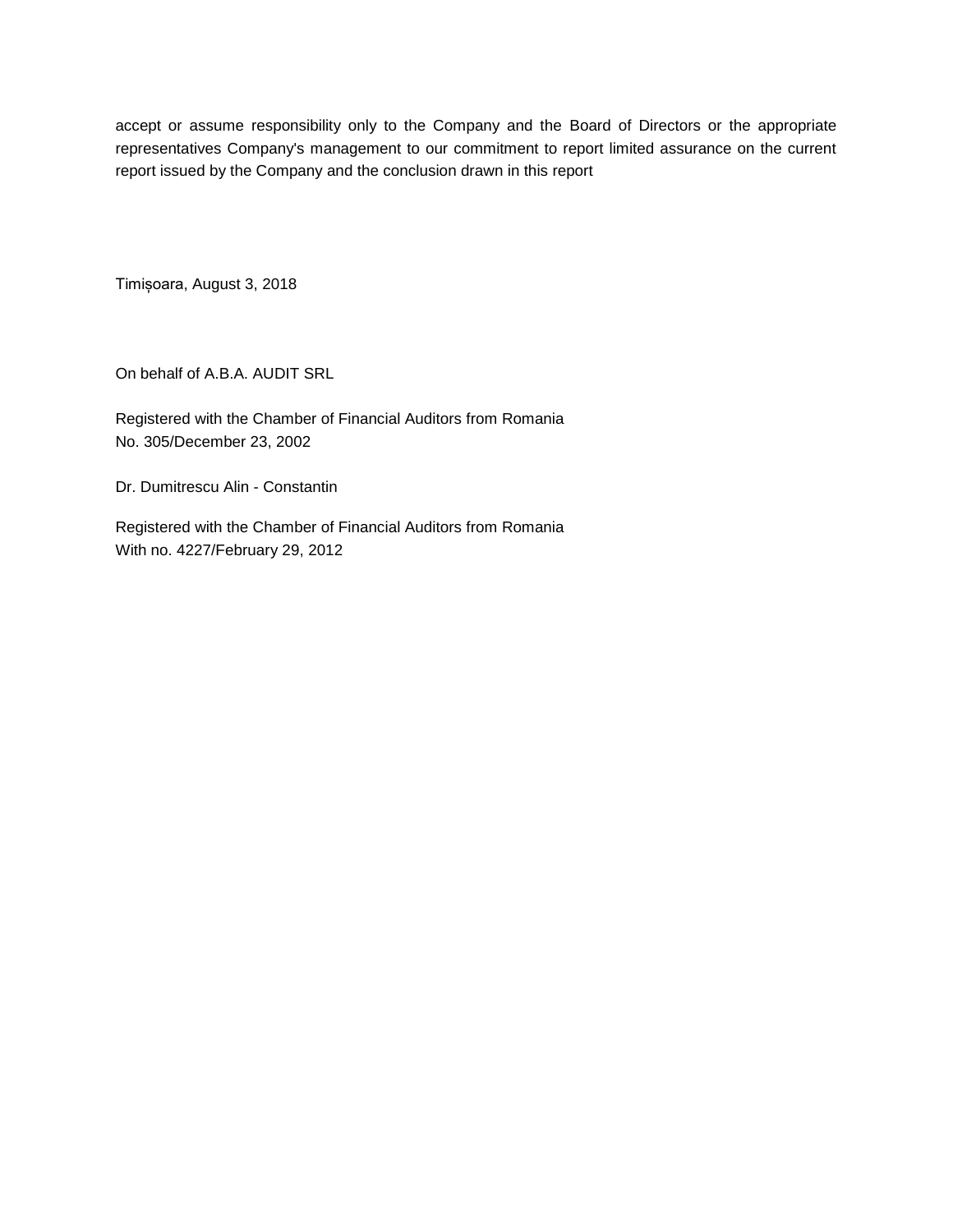accept or assume responsibility only to the Company and the Board of Directors or the appropriate representatives Company's management to our commitment to report limited assurance on the current report issued by the Company and the conclusion drawn in this report

Timișoara, August 3, 2018

On behalf of A.B.A. AUDIT SRL

Registered with the Chamber of Financial Auditors from Romania
No. 305/December 23, 2002

Dr. Dumitrescu Alin - Constantin

Registered with the Chamber of Financial Auditors from Romania
With no. 4227/February 29, 2012